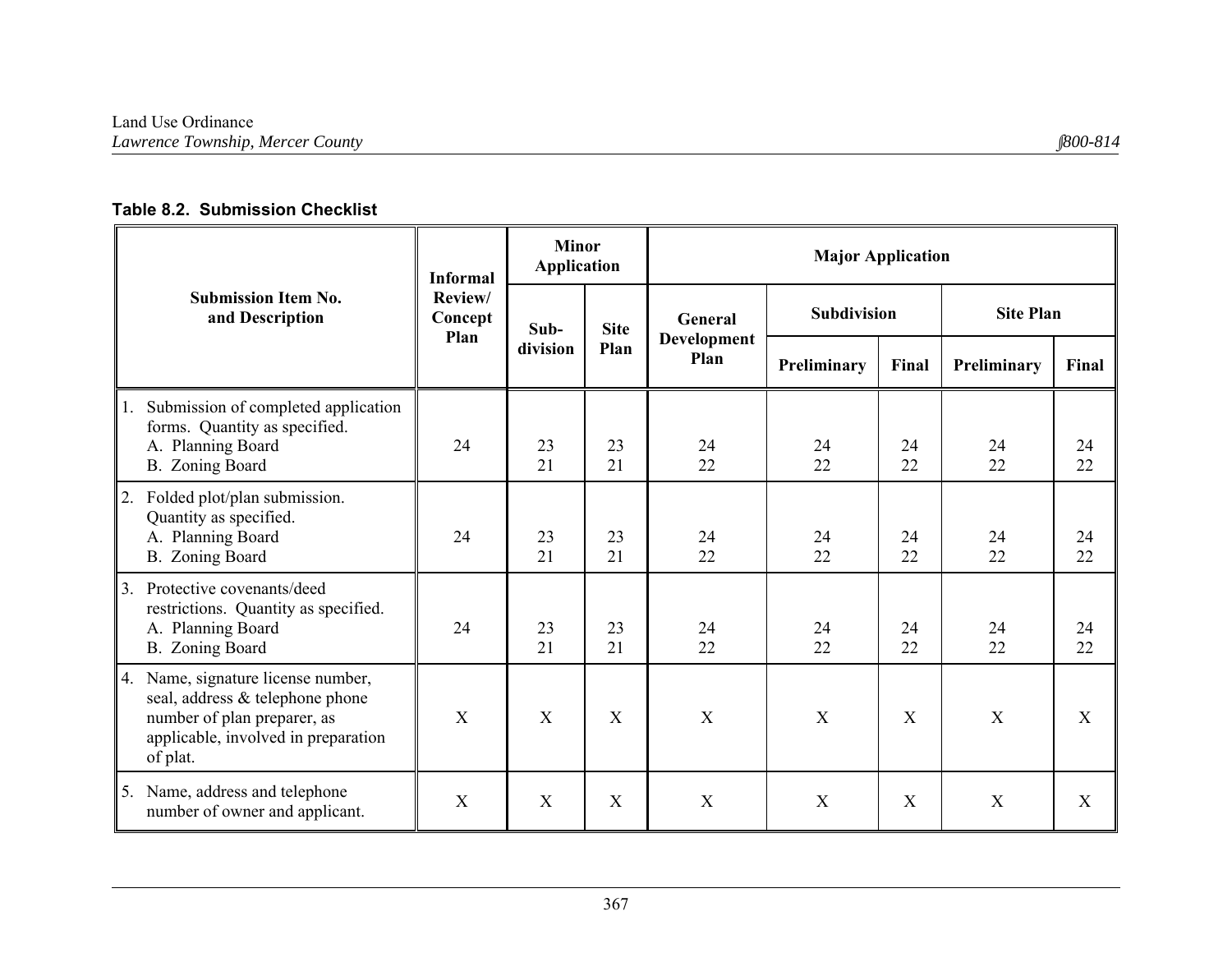**Table 8.2. Submission Checklist**

| Submission Item No. and Description | Informal Review/ Concept Plan | Minor Application | | Major Application | | | | |
|---|---|---|---|---|---|---|---|---|
| | | Sub-division | Site Plan | General Development Plan | Subdivision | | Site Plan | |
| | | | | | Preliminary | Final | Preliminary | Final |
| 1. Submission of completed application forms. Quantity as specified.<br>A. Planning Board<br>B. Zoning Board | 24 | 23<br>21 | 23<br>21 | 24<br>22 | 24<br>22 | 24<br>22 | 24<br>22 | 24<br>22 |
| 2. Folded plot/plan submission. Quantity as specified.<br>A. Planning Board<br>B. Zoning Board | 24 | 23<br>21 | 23<br>21 | 24<br>22 | 24<br>22 | 24<br>22 | 24<br>22 | 24<br>22 |
| 3. Protective covenants/deed restrictions. Quantity as specified.<br>A. Planning Board<br>B. Zoning Board | 24 | 23<br>21 | 23<br>21 | 24<br>22 | 24<br>22 | 24<br>22 | 24<br>22 | 24<br>22 |
| 4. Name, signature license number, seal, address & telephone phone number of plan preparer, as applicable, involved in preparation of plat. | X | X | X | X | X | X | X | X |
| 5. Name, address and telephone number of owner and applicant. | X | X | X | X | X | X | X | X |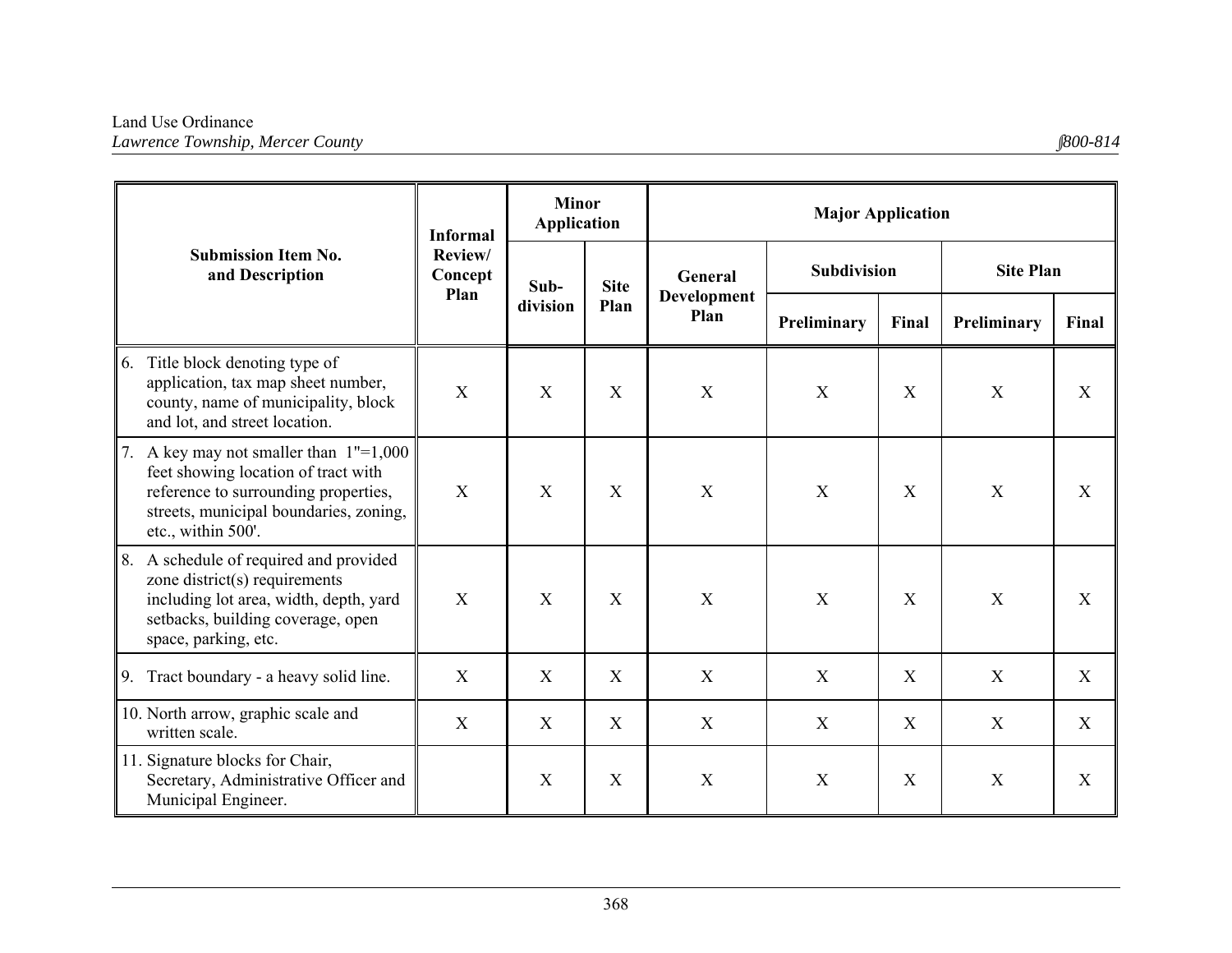| Submission Item No. and Description | Informal Review/ Concept Plan | Minor Application | | Major Application | | | | |
|---|---|---|---|---|---|---|---|---|
| | | Sub-division | Site Plan | General Development Plan | Subdivision | | Site Plan | |
| | | | | | Preliminary | Final | Preliminary | Final |
| 6. Title block denoting type of application, tax map sheet number, county, name of municipality, block and lot, and street location. | X | X | X | X | X | X | X | X |
| 7. A key may not smaller than 1"=1,000 feet showing location of tract with reference to surrounding properties, streets, municipal boundaries, zoning, etc., within 500'. | X | X | X | X | X | X | X | X |
| 8. A schedule of required and provided zone district(s) requirements including lot area, width, depth, yard setbacks, building coverage, open space, parking, etc. | X | X | X | X | X | X | X | X |
| 9. Tract boundary - a heavy solid line. | X | X | X | X | X | X | X | X |
| 10. North arrow, graphic scale and written scale. | X | X | X | X | X | X | X | X |
| 11. Signature blocks for Chair, Secretary, Administrative Officer and Municipal Engineer. | | X | X | X | X | X | X | X |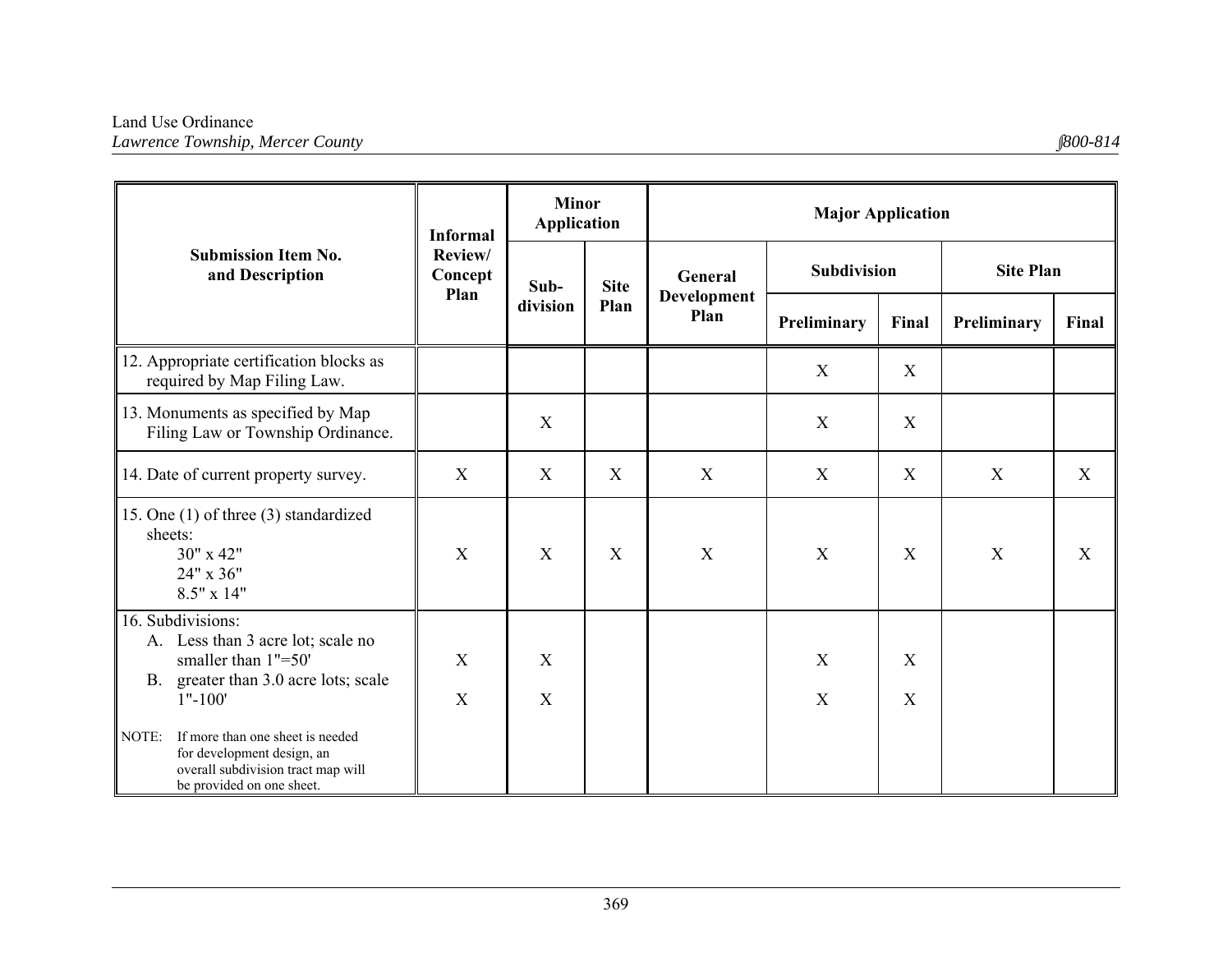| Submission Item No. and Description | Informal Review/ Concept Plan | Minor Application | | Major Application | | | | |
|---|---|---|---|---|---|---|---|---|
| | | Sub-division | Site Plan | General Development Plan | Subdivision | | Site Plan | |
| | | | | | Preliminary | Final | Preliminary | Final |
| 12. Appropriate certification blocks as required by Map Filing Law. | | | | | X | X | | |
| 13. Monuments as specified by Map Filing Law or Township Ordinance. | | X | | | X | X | | |
| 14. Date of current property survey. | X | X | X | X | X | X | X | X |
| 15. One (1) of three (3) standardized sheets: 30" x 42" 24" x 36" 8.5" x 14" | X | X | X | X | X | X | X | X |
| 16. Subdivisions: | | | | | | | | |
| A. Less than 3 acre lot; scale no smaller than 1"=50' | X | X | | | X | X | | |
| B. greater than 3.0 acre lots; scale 1"-100' | X | X | | | X | X | | |
| NOTE: If more than one sheet is needed for development design, an overall subdivision tract map will be provided on one sheet. | | | | | | | | |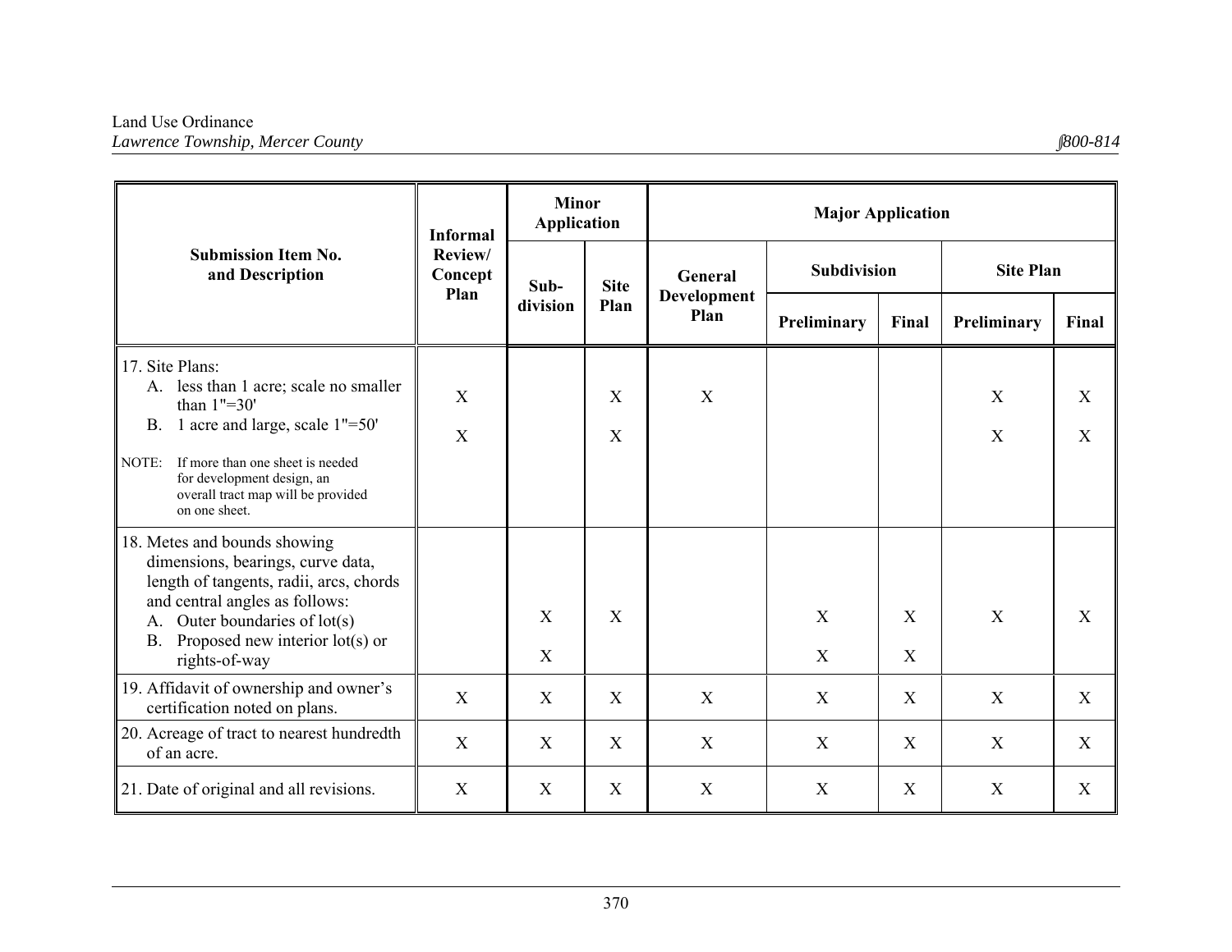| Submission Item No. and Description | Informal Review/ Concept Plan | Minor Application | | Major Application | | | | |
|---|---|---|---|---|---|---|---|---|
| | | Sub-division | Site Plan | General Development Plan | Subdivision | | Site Plan | |
| | | | | | Preliminary | Final | Preliminary | Final |
| 17. Site Plans: | | | | | | | | |
| A. less than 1 acre; scale no smaller than 1"=30' | X | | X | X | | | X | X |
| B. 1 acre and large, scale 1"=50' | X | | X | | | | X | X |
| NOTE: If more than one sheet is needed for development design, an overall tract map will be provided on one sheet. | | | | | | | | |
| 18. Metes and bounds showing dimensions, bearings, curve data, length of tangents, radii, arcs, chords and central angles as follows: | | | | | | | | |
| A. Outer boundaries of lot(s) | | X | X | | X | X | X | X |
| B. Proposed new interior lot(s) or rights-of-way | | X | | | X | X | | |
| 19. Affidavit of ownership and owner's certification noted on plans. | X | X | X | X | X | X | X | X |
| 20. Acreage of tract to nearest hundredth of an acre. | X | X | X | X | X | X | X | X |
| 21. Date of original and all revisions. | X | X | X | X | X | X | X | X |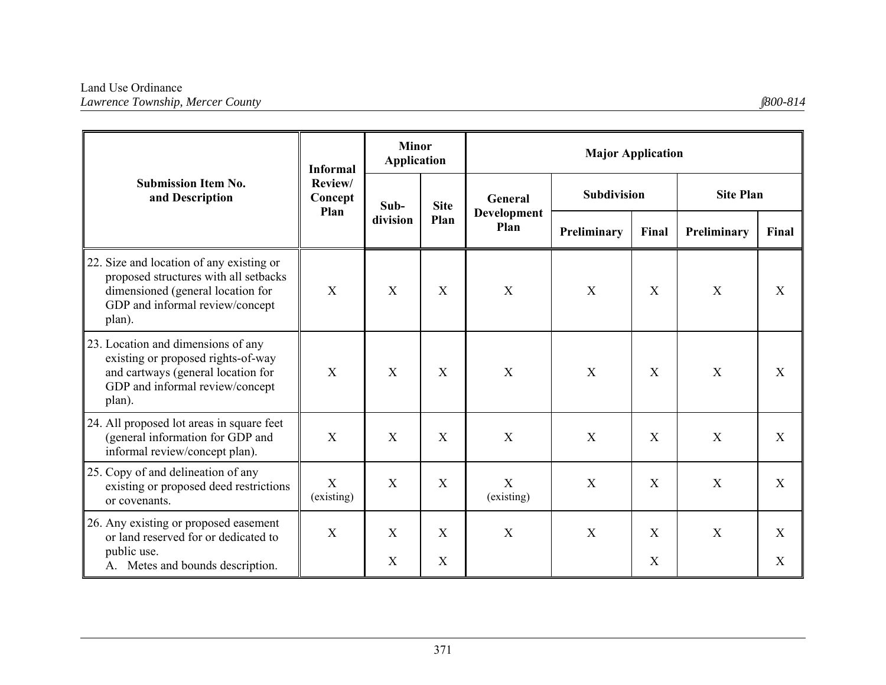| Submission Item No. and Description | Informal Review/ Concept Plan | Minor Application | | Major Application | | | | |
|---|---|---|---|---|---|---|---|---|
| | | Sub-division | Site Plan | General Development Plan | Subdivision | | Site Plan | |
| | | | | | Preliminary | Final | Preliminary | Final |
| 22. Size and location of any existing or proposed structures with all setbacks dimensioned (general location for GDP and informal review/concept plan). | X | X | X | X | X | X | X | X |
| 23. Location and dimensions of any existing or proposed rights-of-way and cartways (general location for GDP and informal review/concept plan). | X | X | X | X | X | X | X | X |
| 24. All proposed lot areas in square feet (general information for GDP and informal review/concept plan). | X | X | X | X | X | X | X | X |
| 25. Copy of and delineation of any existing or proposed deed restrictions or covenants. | X (existing) | X | X | X (existing) | X | X | X | X |
| 26. Any existing or proposed easement or land reserved for or dedicated to public use. | X | X | X | X | X | X | X | X |
| A. Metes and bounds description. | | X | X | | | X | | X |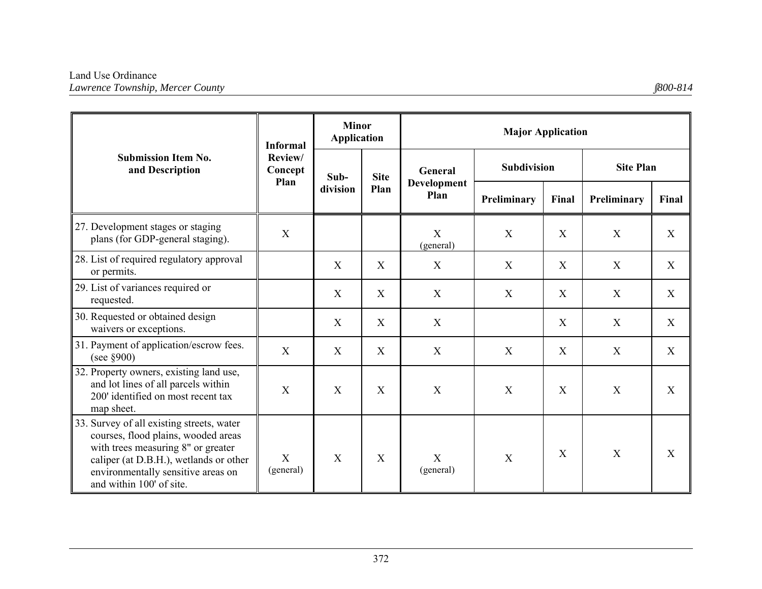| Submission Item No. and Description | Informal Review/ Concept Plan | Minor Application | | Major Application | | | | |
|---|---|---|---|---|---|---|---|---|
| | | Sub-division | Site Plan | General Development Plan | Subdivision | | Site Plan | |
| | | | | | Preliminary | Final | Preliminary | Final |
| 27. Development stages or staging plans (for GDP-general staging). | X | | | X (general) | X | X | X | X |
| 28. List of required regulatory approval or permits. | | X | X | X | X | X | X | X |
| 29. List of variances required or requested. | | X | X | X | X | X | X | X |
| 30. Requested or obtained design waivers or exceptions. | | X | X | X | | X | X | X |
| 31. Payment of application/escrow fees. (see §900) | X | X | X | X | X | X | X | X |
| 32. Property owners, existing land use, and lot lines of all parcels within 200' identified on most recent tax map sheet. | X | X | X | X | X | X | X | X |
| 33. Survey of all existing streets, water courses, flood plains, wooded areas with trees measuring 8" or greater caliper (at D.B.H.), wetlands or other environmentally sensitive areas on and within 100' of site. | X (general) | X | X | X (general) | X | X | X | X |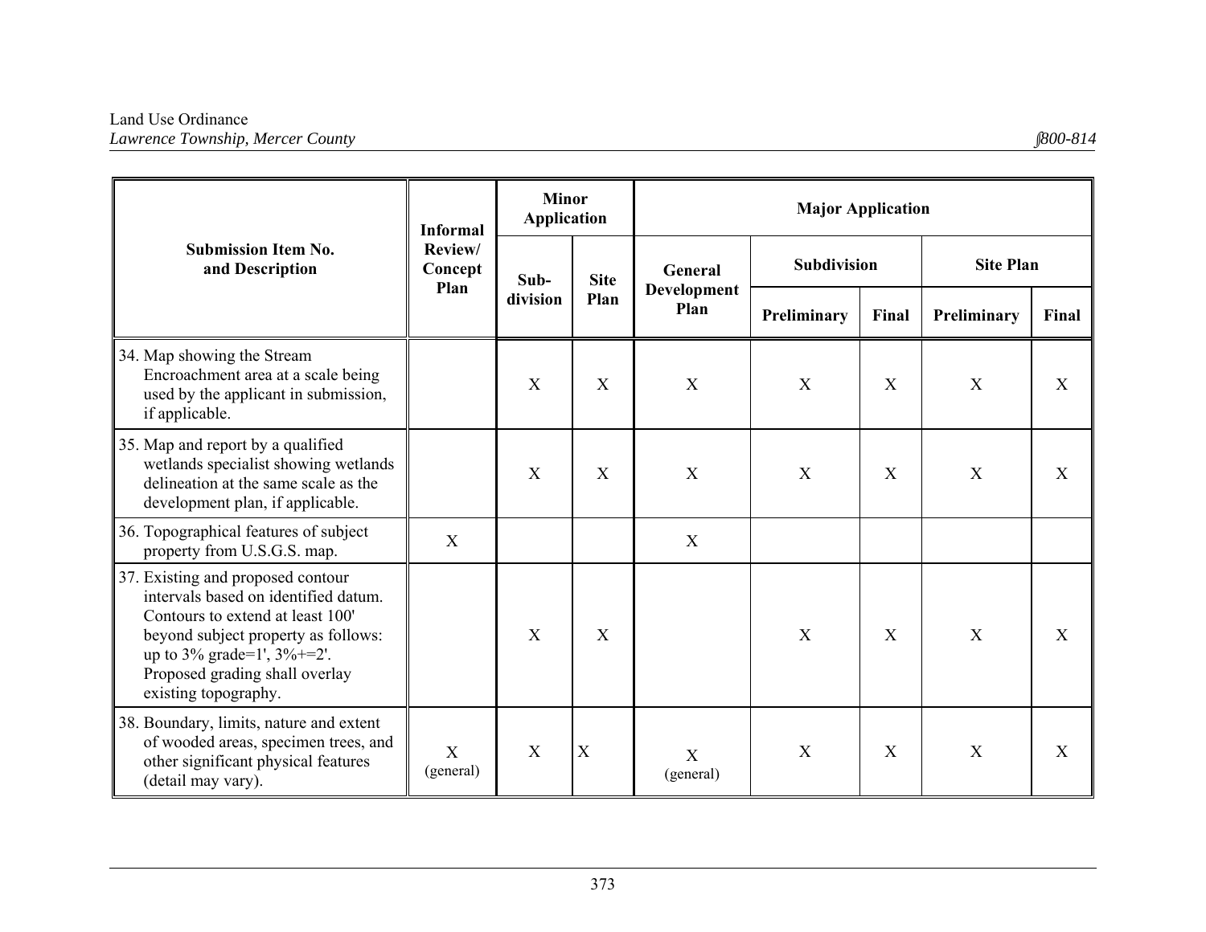| Submission Item No. and Description | Informal Review/ Concept Plan | Minor Application | | Major Application | | | | |
|---|---|---|---|---|---|---|---|---|
| | | Sub-division | Site Plan | General Development Plan | Subdivision | | Site Plan | |
| | | | | | Preliminary | Final | Preliminary | Final |
| 34. Map showing the Stream Encroachment area at a scale being used by the applicant in submission, if applicable. | | X | X | X | X | X | X | X |
| 35. Map and report by a qualified wetlands specialist showing wetlands delineation at the same scale as the development plan, if applicable. | | X | X | X | X | X | X | X |
| 36. Topographical features of subject property from U.S.G.S. map. | X | | | X | | | | |
| 37. Existing and proposed contour intervals based on identified datum. Contours to extend at least 100' beyond subject property as follows: up to 3% grade=1', 3%+=2'. Proposed grading shall overlay existing topography. | | X | X | | X | X | X | X |
| 38. Boundary, limits, nature and extent of wooded areas, specimen trees, and other significant physical features (detail may vary). | X (general) | X | X | X (general) | X | X | X | X |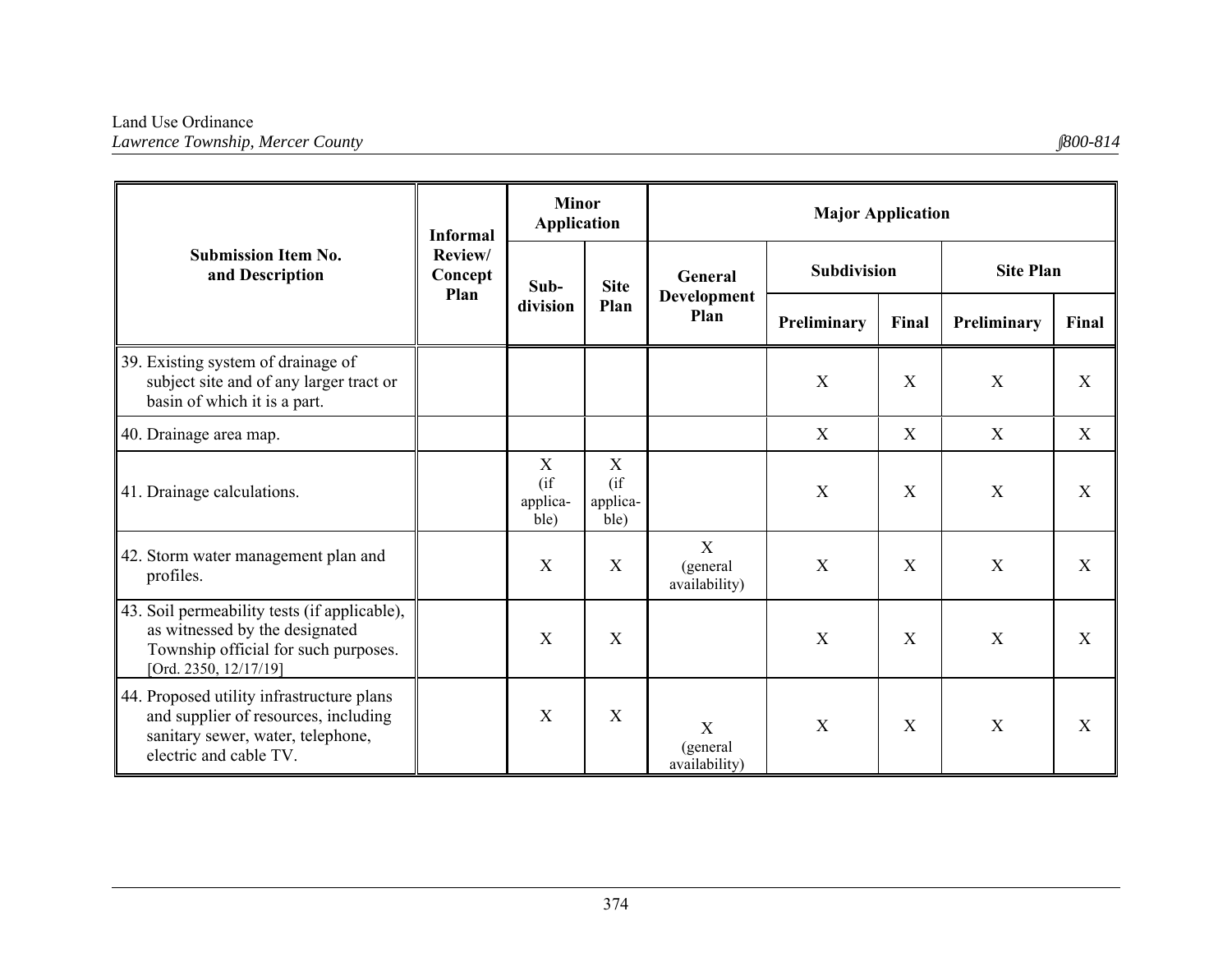| Submission Item No. and Description | Informal Review/ Concept Plan | Minor Application | | Major Application | | | | |
|---|---|---|---|---|---|---|---|---|
| | | Sub-division | Site Plan | General Development Plan | Subdivision | | Site Plan | |
| | | | | | Preliminary | Final | Preliminary | Final |
| 39. Existing system of drainage of subject site and of any larger tract or basin of which it is a part. | | | | | X | X | X | X |
| 40. Drainage area map. | | | | | X | X | X | X |
| 41. Drainage calculations. | | X (if applica-ble) | X (if applica-ble) | | X | X | X | X |
| 42. Storm water management plan and profiles. | | X | X | X (general availability) | X | X | X | X |
| 43. Soil permeability tests (if applicable), as witnessed by the designated Township official for such purposes. [Ord. 2350, 12/17/19] | | X | X | | X | X | X | X |
| 44. Proposed utility infrastructure plans and supplier of resources, including sanitary sewer, water, telephone, electric and cable TV. | | X | X | X (general availability) | X | X | X | X |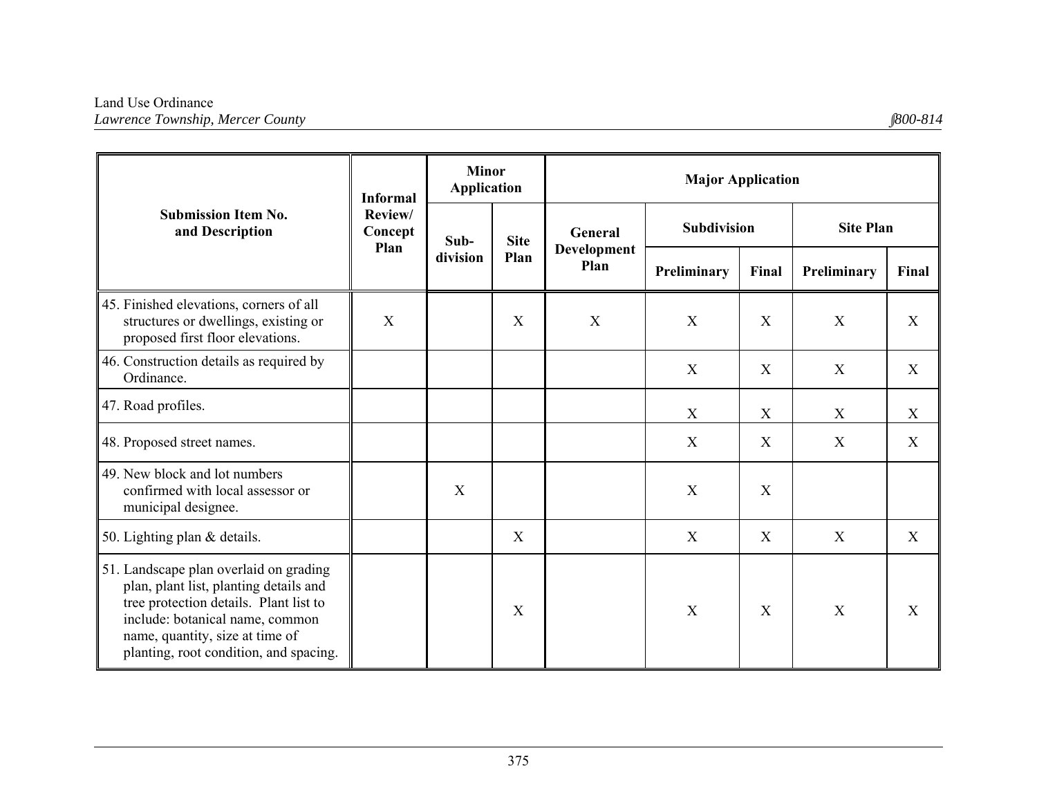| Submission Item No. and Description | Informal Review/ Concept Plan | Minor Application | | Major Application | | | | |
|---|---|---|---|---|---|---|---|---|
| | | Sub-division | Site Plan | General Development Plan | Subdivision | | Site Plan | |
| | | | | | Preliminary | Final | Preliminary | Final |
| 45. Finished elevations, corners of all structures or dwellings, existing or proposed first floor elevations. | X | | X | X | X | X | X | X |
| 46. Construction details as required by Ordinance. | | | | | X | X | X | X |
| 47. Road profiles. | | | | | X | X | X | X |
| 48. Proposed street names. | | | | | X | X | X | X |
| 49. New block and lot numbers confirmed with local assessor or municipal designee. | | X | | | X | X | | |
| 50. Lighting plan & details. | | | X | | X | X | X | X |
| 51. Landscape plan overlaid on grading plan, plant list, planting details and tree protection details. Plant list to include: botanical name, common name, quantity, size at time of planting, root condition, and spacing. | | | X | | X | X | X | X |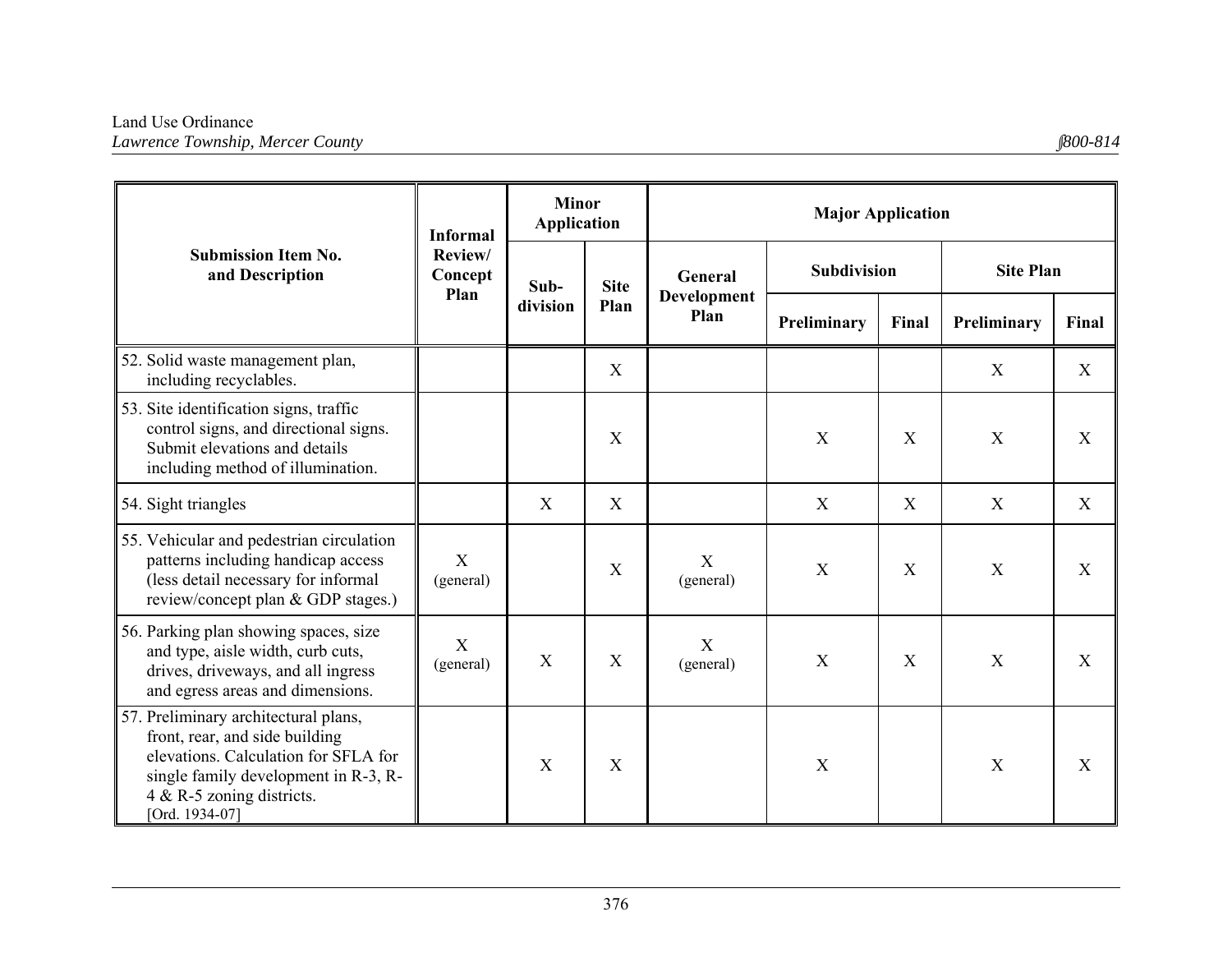| Submission Item No. and Description | Informal Review/ Concept Plan | Minor Application | | Major Application | | | | |
|---|---|---|---|---|---|---|---|---|
| | | Sub-division | Site Plan | General Development Plan | Subdivision | | Site Plan | |
| | | | | | Preliminary | Final | Preliminary | Final |
| 52. Solid waste management plan, including recyclables. | | | X | | | | X | X |
| 53. Site identification signs, traffic control signs, and directional signs. Submit elevations and details including method of illumination. | | | X | | X | X | X | X |
| 54. Sight triangles | | X | X | | X | X | X | X |
| 55. Vehicular and pedestrian circulation patterns including handicap access (less detail necessary for informal review/concept plan & GDP stages.) | X (general) | | X | X (general) | X | X | X | X |
| 56. Parking plan showing spaces, size and type, aisle width, curb cuts, drives, driveways, and all ingress and egress areas and dimensions. | X (general) | X | X | X (general) | X | X | X | X |
| 57. Preliminary architectural plans, front, rear, and side building elevations. Calculation for SFLA for single family development in R-3, R-4 & R-5 zoning districts. [Ord. 1934-07] | | X | X | | X | | X | X |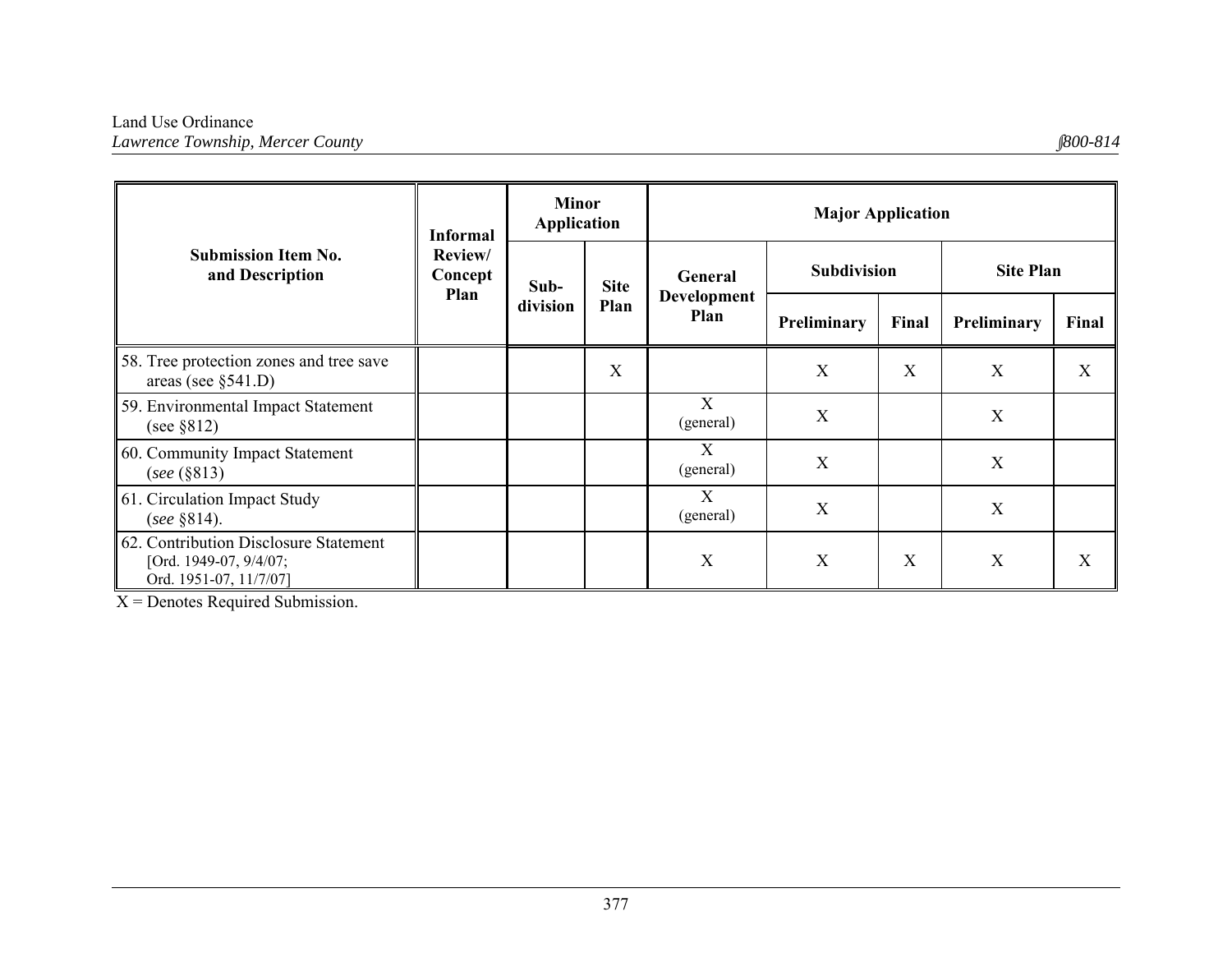| Submission Item No. and Description | Informal Review/ Concept Plan | Minor Application | | Major Application | | | | |
|---|---|---|---|---|---|---|---|---|
| | | Sub-division | Site Plan | General Development Plan | Subdivision | | Site Plan | |
| | | | | | Preliminary | Final | Preliminary | Final |
| 58. Tree protection zones and tree save areas (see §541.D) | | | X | | X | X | X | X |
| 59. Environmental Impact Statement (see §812) | | | | X (general) | X | | X | |
| 60. Community Impact Statement (*see* (§813) | | | | X (general) | X | | X | |
| 61. Circulation Impact Study (*see* §814). | | | | X (general) | X | | X | |
| 62. Contribution Disclosure Statement [Ord. 1949-07, 9/4/07; Ord. 1951-07, 11/7/07] | | | | X | X | X | X | X |

X = Denotes Required Submission.